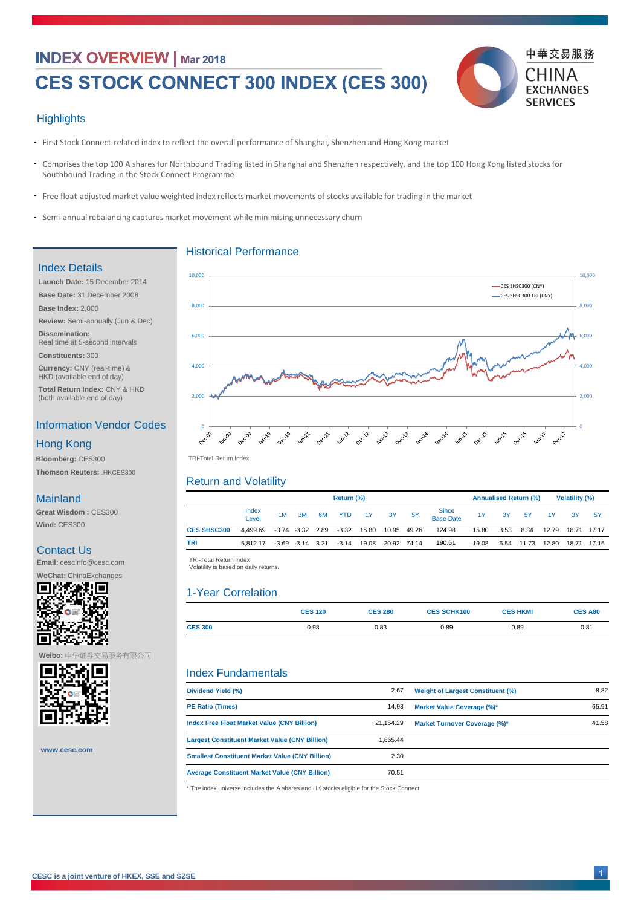# INDEX OVERVIEW | Mar 2018

# CES STOCK CONNECT 300 INDEX (CES 300)

中華交易服務 CHINA EXCHANGES SERVICES

## Highlights

- First Stock Connect-related index to reflect the overall performance of Shanghai, Shenzhen and Hong Kong market
- Comprises the top 100 A shares for Northbound Trading listed in Shanghai and Shenzhen respectively, and the top 100 Hong Kong listed stocks for Southbound Trading in the Stock Connect Programme
- Free float-adjusted market value weighted index reflects market movements of stocks available for trading in the market
- Semi-annual rebalancing captures market movement while minimising unnecessary churn

## Index Details

**Launch Date:** 15 December 2014

**Base Date:** 31 December 2008

**Base Index:** 2,000

**Review:** Semi-annually (Jun & Dec)

**Dissemination:**
Real time at 5-second intervals

**Constituents:** 300

**Currency:** CNY (real-time) & HKD (available end of day)

**Total Return Index:** CNY & HKD (both available end of day)

## Information Vendor Codes

### Hong Kong

**Bloomberg:** CES300

**Thomson Reuters:** .HKCES300

### Mainland

**Great Wisdom :** CES300

**Wind:** CES300

## Contact Us

**Email:** cescinfo@cesc.com

**WeChat:** ChinaExchanges

**Weibo:** 中华证券交易服务有限公司

www.cesc.com

## Historical Performance

TRI-Total Return Index

## Return and Volatility

| | Index Level | Return (%) 1M | 3M | 6M | YTD | 1Y | 3Y | 5Y | Since Base Date | Annualised Return (%) 1Y | 3Y | 5Y | Volatility (%) 1Y | 3Y | 5Y |
|---|---|---|---|---|---|---|---|---|---|---|---|---|---|---|---|
| CES SHSC300 | 4,499.69 | -3.74 | -3.32 | 2.89 | -3.32 | 15.80 | 10.95 | 49.26 | 124.98 | 15.80 | 3.53 | 8.34 | 12.79 | 18.71 | 17.17 |
| TRI | 5,812.17 | -3.69 | -3.14 | 3.21 | -3.14 | 19.08 | 20.92 | 74.14 | 190.61 | 19.08 | 6.54 | 11.73 | 12.80 | 18.71 | 17.15 |

TRI-Total Return Index
Volatility is based on daily returns.

## 1-Year Correlation

| | CES 120 | CES 280 | CES SCHK100 | CES HKMI | CES A80 |
|---|---|---|---|---|---|
| CES 300 | 0.98 | 0.83 | 0.89 | 0.89 | 0.81 |

## Index Fundamentals

| | | | |
|---|---|---|---|
| Dividend Yield (%) | 2.67 | Weight of Largest Constituent (%) | 8.82 |
| PE Ratio (Times) | 14.93 | Market Value Coverage (%)* | 65.91 |
| Index Free Float Market Value (CNY Billion) | 21,154.29 | Market Turnover Coverage (%)* | 41.58 |
| Largest Constituent Market Value (CNY Billion) | 1,865.44 | | |
| Smallest Constituent Market Value (CNY Billion) | 2.30 | | |
| Average Constituent Market Value (CNY Billion) | 70.51 | | |

\* The index universe includes the A shares and HK stocks eligible for the Stock Connect.

CESC is a joint venture of HKEX, SSE and SZSE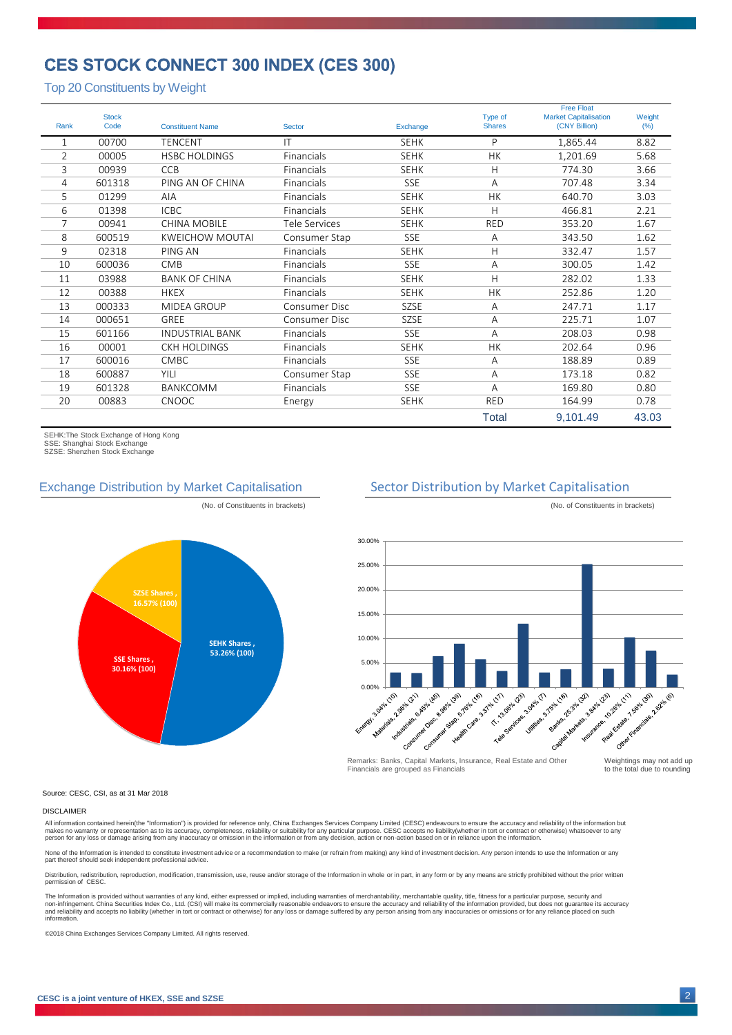# CES STOCK CONNECT 300 INDEX (CES 300)

## Top 20 Constituents by Weight

| Rank | Stock Code | Constituent Name | Sector | Exchange | Type of Shares | Free Float Market Capitalisation (CNY Billion) | Weight (%) |
|---|---|---|---|---|---|---|---|
| 1 | 00700 | TENCENT | IT | SEHK | P | 1,865.44 | 8.82 |
| 2 | 00005 | HSBC HOLDINGS | Financials | SEHK | HK | 1,201.69 | 5.68 |
| 3 | 00939 | CCB | Financials | SEHK | H | 774.30 | 3.66 |
| 4 | 601318 | PING AN OF CHINA | Financials | SSE | A | 707.48 | 3.34 |
| 5 | 01299 | AIA | Financials | SEHK | HK | 640.70 | 3.03 |
| 6 | 01398 | ICBC | Financials | SEHK | H | 466.81 | 2.21 |
| 7 | 00941 | CHINA MOBILE | Tele Services | SEHK | RED | 353.20 | 1.67 |
| 8 | 600519 | KWEICHOW MOUTAI | Consumer Stap | SSE | A | 343.50 | 1.62 |
| 9 | 02318 | PING AN | Financials | SEHK | H | 332.47 | 1.57 |
| 10 | 600036 | CMB | Financials | SSE | A | 300.05 | 1.42 |
| 11 | 03988 | BANK OF CHINA | Financials | SEHK | H | 282.02 | 1.33 |
| 12 | 00388 | HKEX | Financials | SEHK | HK | 252.86 | 1.20 |
| 13 | 000333 | MIDEA GROUP | Consumer Disc | SZSE | A | 247.71 | 1.17 |
| 14 | 000651 | GREE | Consumer Disc | SZSE | A | 225.71 | 1.07 |
| 15 | 601166 | INDUSTRIAL BANK | Financials | SSE | A | 208.03 | 0.98 |
| 16 | 00001 | CKH HOLDINGS | Financials | SEHK | HK | 202.64 | 0.96 |
| 17 | 600016 | CMBC | Financials | SSE | A | 188.89 | 0.89 |
| 18 | 600887 | YILI | Consumer Stap | SSE | A | 173.18 | 0.82 |
| 19 | 601328 | BANKCOMM | Financials | SSE | A | 169.80 | 0.80 |
| 20 | 00883 | CNOOC | Energy | SEHK | RED | 164.99 | 0.78 |
| | | | | | Total | 9,101.49 | 43.03 |

SEHK: The Stock Exchange of Hong Kong
SSE: Shanghai Stock Exchange
SZSE: Shenzhen Stock Exchange

## Exchange Distribution by Market Capitalisation

(No. of Constituents in brackets)

SEHK Shares, 53.26% (100)
SSE Shares, 30.16% (100)
SZSE Shares, 16.57% (100)

## Sector Distribution by Market Capitalisation

(No. of Constituents in brackets)

30.00%
25.00%
20.00%
15.00%
10.00%
5.00%
0.00%

Energy, 3.04% (10)
Materials, 2.96% (21)
Industrials, 6.45% (45)
Consumer Disc, 8.98% (39)
Consumer Stap, 5.76% (18)
Health Care, 3.37% (17)
IT, 13.06% (23)
Tele Services, 3.04% (7)
Utilities, 3.75% (18)
Banks, 25.3% (32)
Capital Markets, 3.84% (23)
Insurance, 10.28% (11)
Real Estate, 7.56% (30)
Other Financials, 2.62% (6)

Remarks: Banks, Capital Markets, Insurance, Real Estate and Other Financials are grouped as Financials

Weightings may not add up to the total due to rounding

Source: CESC, CSI, as at 31 Mar 2018

### DISCLAIMER

All information contained herein(the "Information") is provided for reference only, China Exchanges Services Company Limited (CESC) endeavours to ensure the accuracy and reliability of the information but makes no warranty or representation as to its accuracy, completeness, reliability or suitability for any particular purpose. CESC accepts no liability(whether in tort or contract or otherwise) whatsoever to any person for any loss or damage arising from any inaccuracy or omission in the information or from any decision, action or non-action based on or in reliance upon the information.

None of the Information is intended to constitute investment advice or a recommendation to make (or refrain from making) any kind of investment decision. Any person intends to use the Information or any part thereof should seek independent professional advice.

Distribution, redistribution, reproduction, modification, transmission, use, reuse and/or storage of the Information in whole or in part, in any form or by any means are strictly prohibited without the prior written permission of CESC.

The Information is provided without warranties of any kind, either expressed or implied, including warranties of merchantability, merchantable quality, title, fitness for a particular purpose, security and non-infringement. China Securities Index Co., Ltd. (CSI) will make its commercially reasonable endeavors to ensure the accuracy and reliability of the information provided, but does not guarantee its accuracy and reliability and accepts no liability (whether in tort or contract or otherwise) for any loss or damage suffered by any person arising from any inaccuracies or omissions or for any reliance placed on such information.

©2018 China Exchanges Services Company Limited. All rights reserved.

**CESC is a joint venture of HKEX, SSE and SZSE**